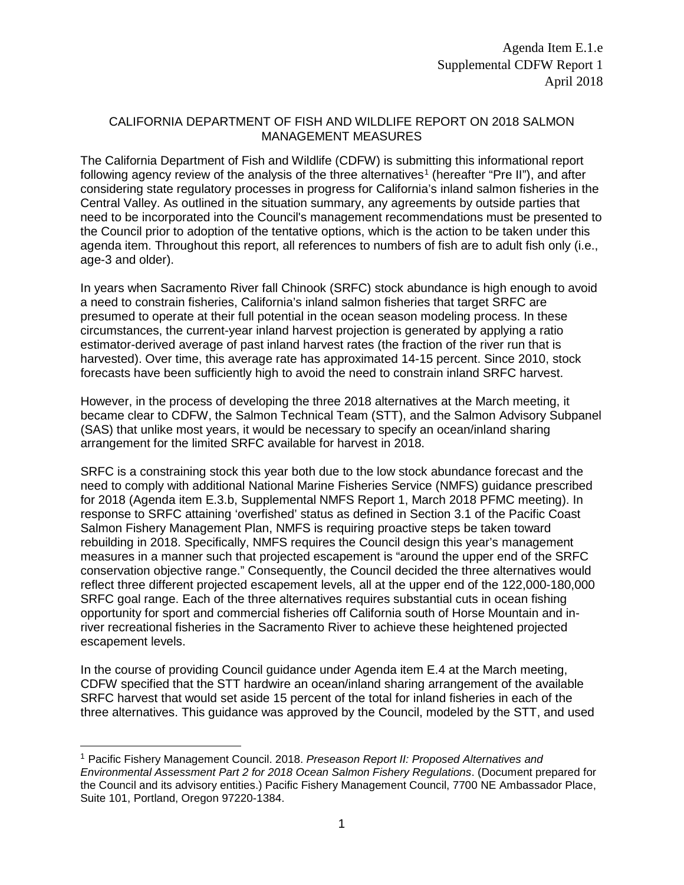Agenda Item E.1.e
Supplemental CDFW Report 1
April 2018

# CALIFORNIA DEPARTMENT OF FISH AND WILDLIFE REPORT ON 2018 SALMON MANAGEMENT MEASURES

The California Department of Fish and Wildlife (CDFW) is submitting this informational report following agency review of the analysis of the three alternatives[1] (hereafter "Pre II"), and after considering state regulatory processes in progress for California's inland salmon fisheries in the Central Valley. As outlined in the situation summary, any agreements by outside parties that need to be incorporated into the Council's management recommendations must be presented to the Council prior to adoption of the tentative options, which is the action to be taken under this agenda item. Throughout this report, all references to numbers of fish are to adult fish only (i.e., age-3 and older).

In years when Sacramento River fall Chinook (SRFC) stock abundance is high enough to avoid a need to constrain fisheries, California's inland salmon fisheries that target SRFC are presumed to operate at their full potential in the ocean season modeling process. In these circumstances, the current-year inland harvest projection is generated by applying a ratio estimator-derived average of past inland harvest rates (the fraction of the river run that is harvested). Over time, this average rate has approximated 14-15 percent. Since 2010, stock forecasts have been sufficiently high to avoid the need to constrain inland SRFC harvest.

However, in the process of developing the three 2018 alternatives at the March meeting, it became clear to CDFW, the Salmon Technical Team (STT), and the Salmon Advisory Subpanel (SAS) that unlike most years, it would be necessary to specify an ocean/inland sharing arrangement for the limited SRFC available for harvest in 2018.

SRFC is a constraining stock this year both due to the low stock abundance forecast and the need to comply with additional National Marine Fisheries Service (NMFS) guidance prescribed for 2018 (Agenda item E.3.b, Supplemental NMFS Report 1, March 2018 PFMC meeting). In response to SRFC attaining 'overfished' status as defined in Section 3.1 of the Pacific Coast Salmon Fishery Management Plan, NMFS is requiring proactive steps be taken toward rebuilding in 2018. Specifically, NMFS requires the Council design this year's management measures in a manner such that projected escapement is "around the upper end of the SRFC conservation objective range." Consequently, the Council decided the three alternatives would reflect three different projected escapement levels, all at the upper end of the 122,000-180,000 SRFC goal range. Each of the three alternatives requires substantial cuts in ocean fishing opportunity for sport and commercial fisheries off California south of Horse Mountain and in-river recreational fisheries in the Sacramento River to achieve these heightened projected escapement levels.

In the course of providing Council guidance under Agenda item E.4 at the March meeting, CDFW specified that the STT hardwire an ocean/inland sharing arrangement of the available SRFC harvest that would set aside 15 percent of the total for inland fisheries in each of the three alternatives. This guidance was approved by the Council, modeled by the STT, and used

[1] Pacific Fishery Management Council. 2018. *Preseason Report II: Proposed Alternatives and Environmental Assessment Part 2 for 2018 Ocean Salmon Fishery Regulations*. (Document prepared for the Council and its advisory entities.) Pacific Fishery Management Council, 7700 NE Ambassador Place, Suite 101, Portland, Oregon 97220-1384.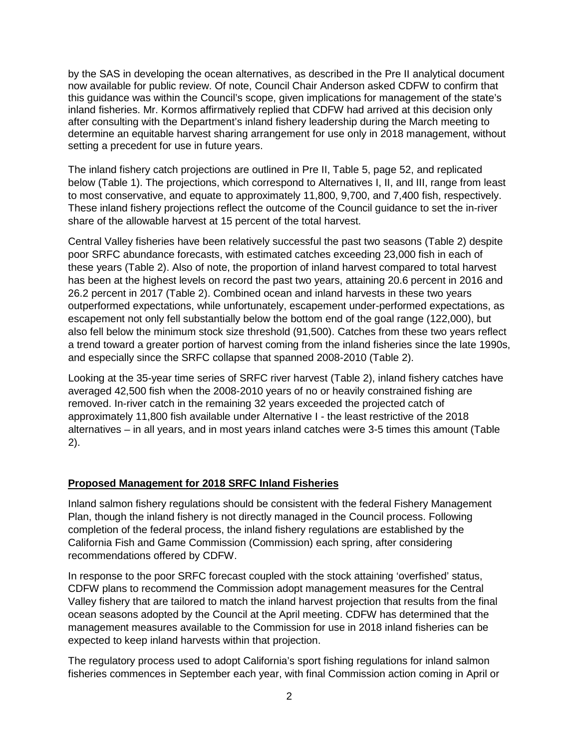by the SAS in developing the ocean alternatives, as described in the Pre II analytical document now available for public review. Of note, Council Chair Anderson asked CDFW to confirm that this guidance was within the Council's scope, given implications for management of the state's inland fisheries. Mr. Kormos affirmatively replied that CDFW had arrived at this decision only after consulting with the Department's inland fishery leadership during the March meeting to determine an equitable harvest sharing arrangement for use only in 2018 management, without setting a precedent for use in future years.

The inland fishery catch projections are outlined in Pre II, Table 5, page 52, and replicated below (Table 1). The projections, which correspond to Alternatives I, II, and III, range from least to most conservative, and equate to approximately 11,800, 9,700, and 7,400 fish, respectively. These inland fishery projections reflect the outcome of the Council guidance to set the in-river share of the allowable harvest at 15 percent of the total harvest.

Central Valley fisheries have been relatively successful the past two seasons (Table 2) despite poor SRFC abundance forecasts, with estimated catches exceeding 23,000 fish in each of these years (Table 2). Also of note, the proportion of inland harvest compared to total harvest has been at the highest levels on record the past two years, attaining 20.6 percent in 2016 and 26.2 percent in 2017 (Table 2). Combined ocean and inland harvests in these two years outperformed expectations, while unfortunately, escapement under-performed expectations, as escapement not only fell substantially below the bottom end of the goal range (122,000), but also fell below the minimum stock size threshold (91,500). Catches from these two years reflect a trend toward a greater portion of harvest coming from the inland fisheries since the late 1990s, and especially since the SRFC collapse that spanned 2008-2010 (Table 2).

Looking at the 35-year time series of SRFC river harvest (Table 2), inland fishery catches have averaged 42,500 fish when the 2008-2010 years of no or heavily constrained fishing are removed. In-river catch in the remaining 32 years exceeded the projected catch of approximately 11,800 fish available under Alternative I - the least restrictive of the 2018 alternatives – in all years, and in most years inland catches were 3-5 times this amount (Table 2).

## Proposed Management for 2018 SRFC Inland Fisheries

Inland salmon fishery regulations should be consistent with the federal Fishery Management Plan, though the inland fishery is not directly managed in the Council process. Following completion of the federal process, the inland fishery regulations are established by the California Fish and Game Commission (Commission) each spring, after considering recommendations offered by CDFW.

In response to the poor SRFC forecast coupled with the stock attaining 'overfished' status, CDFW plans to recommend the Commission adopt management measures for the Central Valley fishery that are tailored to match the inland harvest projection that results from the final ocean seasons adopted by the Council at the April meeting. CDFW has determined that the management measures available to the Commission for use in 2018 inland fisheries can be expected to keep inland harvests within that projection.

The regulatory process used to adopt California's sport fishing regulations for inland salmon fisheries commences in September each year, with final Commission action coming in April or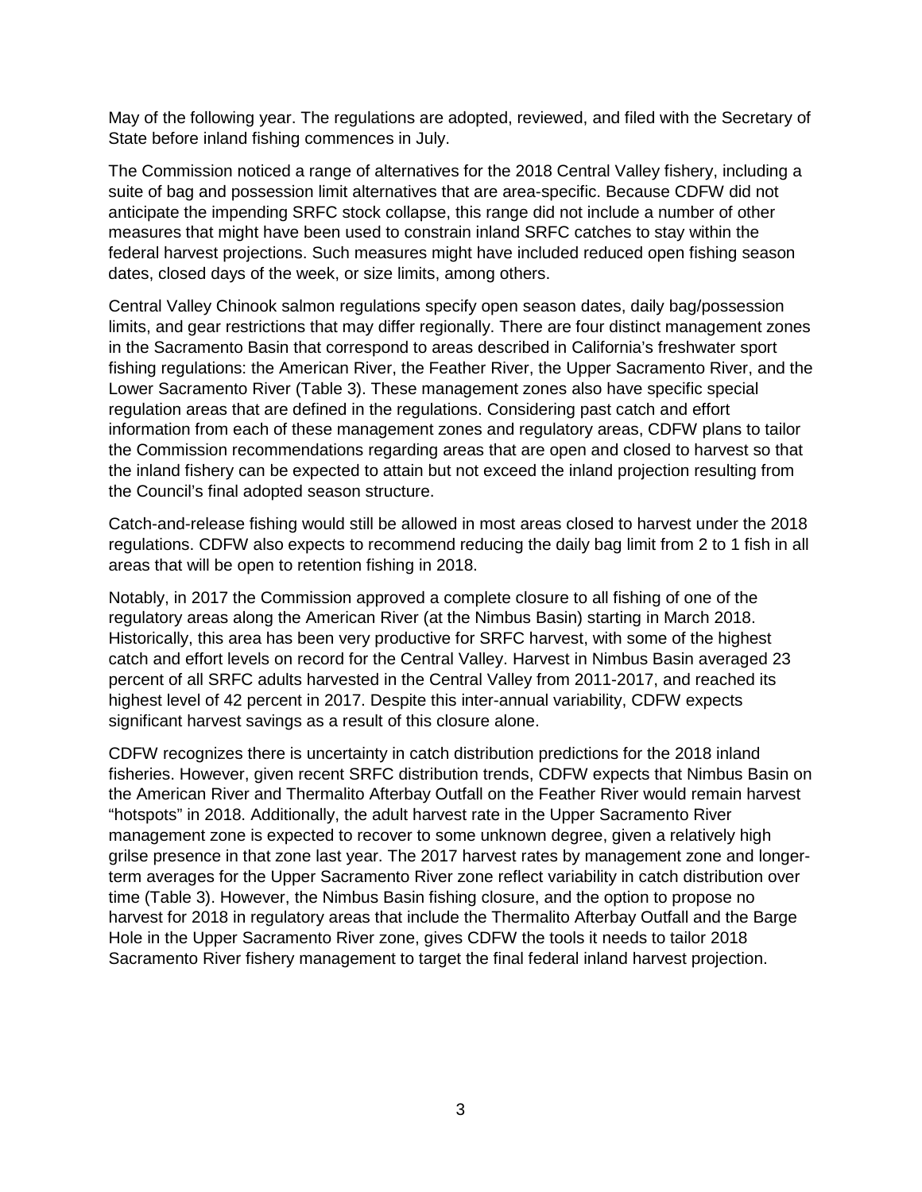May of the following year. The regulations are adopted, reviewed, and filed with the Secretary of State before inland fishing commences in July.

The Commission noticed a range of alternatives for the 2018 Central Valley fishery, including a suite of bag and possession limit alternatives that are area-specific. Because CDFW did not anticipate the impending SRFC stock collapse, this range did not include a number of other measures that might have been used to constrain inland SRFC catches to stay within the federal harvest projections. Such measures might have included reduced open fishing season dates, closed days of the week, or size limits, among others.

Central Valley Chinook salmon regulations specify open season dates, daily bag/possession limits, and gear restrictions that may differ regionally. There are four distinct management zones in the Sacramento Basin that correspond to areas described in California's freshwater sport fishing regulations: the American River, the Feather River, the Upper Sacramento River, and the Lower Sacramento River (Table 3). These management zones also have specific special regulation areas that are defined in the regulations. Considering past catch and effort information from each of these management zones and regulatory areas, CDFW plans to tailor the Commission recommendations regarding areas that are open and closed to harvest so that the inland fishery can be expected to attain but not exceed the inland projection resulting from the Council's final adopted season structure.

Catch-and-release fishing would still be allowed in most areas closed to harvest under the 2018 regulations. CDFW also expects to recommend reducing the daily bag limit from 2 to 1 fish in all areas that will be open to retention fishing in 2018.

Notably, in 2017 the Commission approved a complete closure to all fishing of one of the regulatory areas along the American River (at the Nimbus Basin) starting in March 2018. Historically, this area has been very productive for SRFC harvest, with some of the highest catch and effort levels on record for the Central Valley. Harvest in Nimbus Basin averaged 23 percent of all SRFC adults harvested in the Central Valley from 2011-2017, and reached its highest level of 42 percent in 2017. Despite this inter-annual variability, CDFW expects significant harvest savings as a result of this closure alone.

CDFW recognizes there is uncertainty in catch distribution predictions for the 2018 inland fisheries. However, given recent SRFC distribution trends, CDFW expects that Nimbus Basin on the American River and Thermalito Afterbay Outfall on the Feather River would remain harvest "hotspots" in 2018. Additionally, the adult harvest rate in the Upper Sacramento River management zone is expected to recover to some unknown degree, given a relatively high grilse presence in that zone last year. The 2017 harvest rates by management zone and longer-term averages for the Upper Sacramento River zone reflect variability in catch distribution over time (Table 3). However, the Nimbus Basin fishing closure, and the option to propose no harvest for 2018 in regulatory areas that include the Thermalito Afterbay Outfall and the Barge Hole in the Upper Sacramento River zone, gives CDFW the tools it needs to tailor 2018 Sacramento River fishery management to target the final federal inland harvest projection.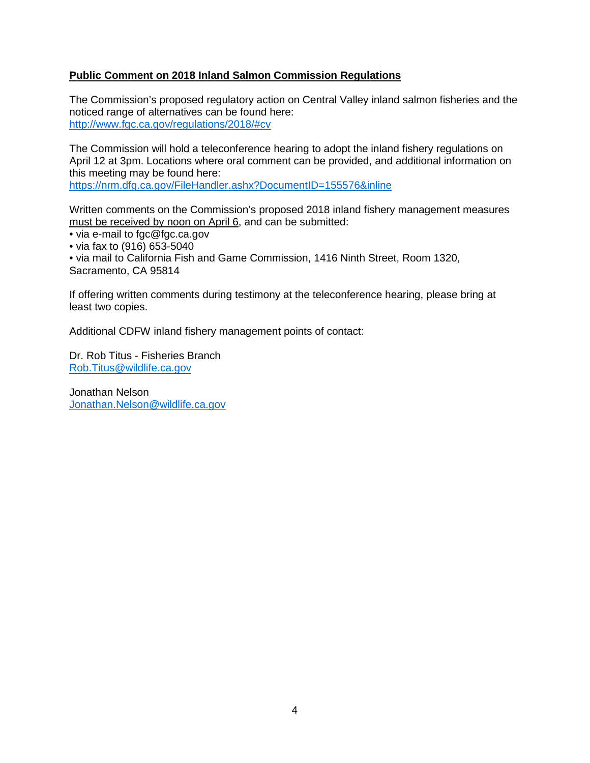**Public Comment on 2018 Inland Salmon Commission Regulations**

The Commission's proposed regulatory action on Central Valley inland salmon fisheries and the noticed range of alternatives can be found here:
http://www.fgc.ca.gov/regulations/2018/#cv

The Commission will hold a teleconference hearing to adopt the inland fishery regulations on April 12 at 3pm. Locations where oral comment can be provided, and additional information on this meeting may be found here:
https://nrm.dfg.ca.gov/FileHandler.ashx?DocumentID=155576&inline

Written comments on the Commission's proposed 2018 inland fishery management measures must be received by noon on April 6, and can be submitted:

- via e-mail to fgc@fgc.ca.gov
- via fax to (916) 653-5040
- via mail to California Fish and Game Commission, 1416 Ninth Street, Room 1320, Sacramento, CA 95814

If offering written comments during testimony at the teleconference hearing, please bring at least two copies.

Additional CDFW inland fishery management points of contact:

Dr. Rob Titus - Fisheries Branch
Rob.Titus@wildlife.ca.gov

Jonathan Nelson
Jonathan.Nelson@wildlife.ca.gov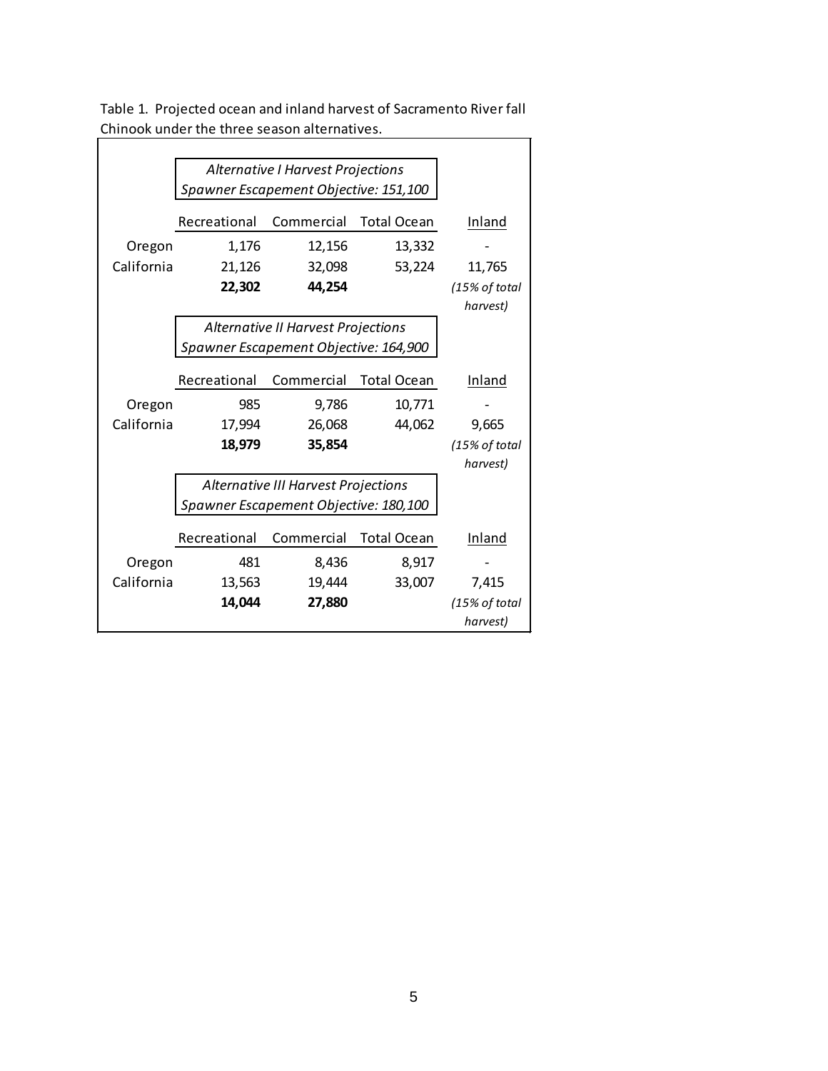Table 1. Projected ocean and inland harvest of Sacramento River fall Chinook under the three season alternatives.

| | *Alternative I Harvest Projections*<br>*Spawner Escapement Objective: 151,100* | | | |
|---|---|---|---|---|
| | Recreational | Commercial | Total Ocean | Inland |
| Oregon | 1,176 | 12,156 | 13,332 | - |
| California | 21,126 | 32,098 | 53,224 | 11,765 |
| | **22,302** | **44,254** | | *(15% of total harvest)* |

| | *Alternative II Harvest Projections*<br>*Spawner Escapement Objective: 164,900* | | | |
|---|---|---|---|---|
| | Recreational | Commercial | Total Ocean | Inland |
| Oregon | 985 | 9,786 | 10,771 | - |
| California | 17,994 | 26,068 | 44,062 | 9,665 |
| | **18,979** | **35,854** | | *(15% of total harvest)* |

| | *Alternative III Harvest Projections*<br>*Spawner Escapement Objective: 180,100* | | | |
|---|---|---|---|---|
| | Recreational | Commercial | Total Ocean | Inland |
| Oregon | 481 | 8,436 | 8,917 | - |
| California | 13,563 | 19,444 | 33,007 | 7,415 |
| | **14,044** | **27,880** | | *(15% of total harvest)* |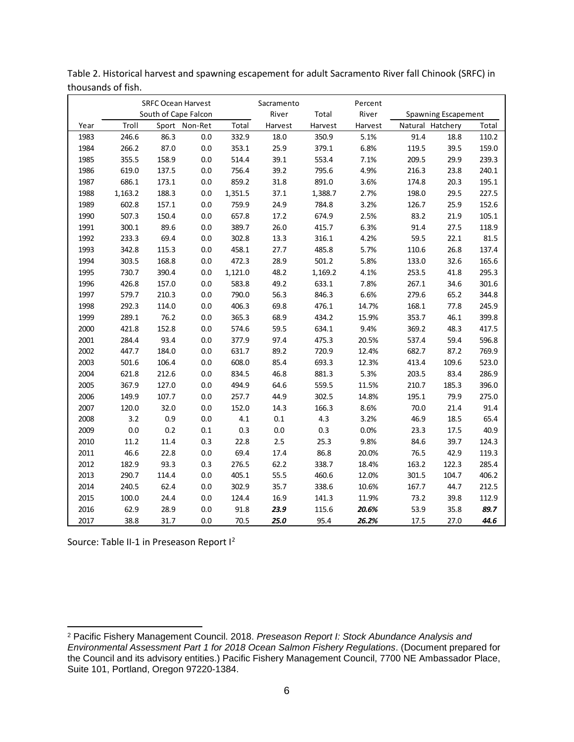Table 2. Historical harvest and spawning escapement for adult Sacramento River fall Chinook (SRFC) in thousands of fish.

| | SRFC Ocean Harvest South of Cape Falcon | | | | Sacramento River | Total | Percent River | Spawning Escapement | | |
|---|---|---|---|---|---|---|---|---|---|---|
| Year | Troll | Sport | Non-Ret | Total | Harvest | Harvest | Harvest | Natural | Hatchery | Total |
| 1983 | 246.6 | 86.3 | 0.0 | 332.9 | 18.0 | 350.9 | 5.1% | 91.4 | 18.8 | 110.2 |
| 1984 | 266.2 | 87.0 | 0.0 | 353.1 | 25.9 | 379.1 | 6.8% | 119.5 | 39.5 | 159.0 |
| 1985 | 355.5 | 158.9 | 0.0 | 514.4 | 39.1 | 553.4 | 7.1% | 209.5 | 29.9 | 239.3 |
| 1986 | 619.0 | 137.5 | 0.0 | 756.4 | 39.2 | 795.6 | 4.9% | 216.3 | 23.8 | 240.1 |
| 1987 | 686.1 | 173.1 | 0.0 | 859.2 | 31.8 | 891.0 | 3.6% | 174.8 | 20.3 | 195.1 |
| 1988 | 1,163.2 | 188.3 | 0.0 | 1,351.5 | 37.1 | 1,388.7 | 2.7% | 198.0 | 29.5 | 227.5 |
| 1989 | 602.8 | 157.1 | 0.0 | 759.9 | 24.9 | 784.8 | 3.2% | 126.7 | 25.9 | 152.6 |
| 1990 | 507.3 | 150.4 | 0.0 | 657.8 | 17.2 | 674.9 | 2.5% | 83.2 | 21.9 | 105.1 |
| 1991 | 300.1 | 89.6 | 0.0 | 389.7 | 26.0 | 415.7 | 6.3% | 91.4 | 27.5 | 118.9 |
| 1992 | 233.3 | 69.4 | 0.0 | 302.8 | 13.3 | 316.1 | 4.2% | 59.5 | 22.1 | 81.5 |
| 1993 | 342.8 | 115.3 | 0.0 | 458.1 | 27.7 | 485.8 | 5.7% | 110.6 | 26.8 | 137.4 |
| 1994 | 303.5 | 168.8 | 0.0 | 472.3 | 28.9 | 501.2 | 5.8% | 133.0 | 32.6 | 165.6 |
| 1995 | 730.7 | 390.4 | 0.0 | 1,121.0 | 48.2 | 1,169.2 | 4.1% | 253.5 | 41.8 | 295.3 |
| 1996 | 426.8 | 157.0 | 0.0 | 583.8 | 49.2 | 633.1 | 7.8% | 267.1 | 34.6 | 301.6 |
| 1997 | 579.7 | 210.3 | 0.0 | 790.0 | 56.3 | 846.3 | 6.6% | 279.6 | 65.2 | 344.8 |
| 1998 | 292.3 | 114.0 | 0.0 | 406.3 | 69.8 | 476.1 | 14.7% | 168.1 | 77.8 | 245.9 |
| 1999 | 289.1 | 76.2 | 0.0 | 365.3 | 68.9 | 434.2 | 15.9% | 353.7 | 46.1 | 399.8 |
| 2000 | 421.8 | 152.8 | 0.0 | 574.6 | 59.5 | 634.1 | 9.4% | 369.2 | 48.3 | 417.5 |
| 2001 | 284.4 | 93.4 | 0.0 | 377.9 | 97.4 | 475.3 | 20.5% | 537.4 | 59.4 | 596.8 |
| 2002 | 447.7 | 184.0 | 0.0 | 631.7 | 89.2 | 720.9 | 12.4% | 682.7 | 87.2 | 769.9 |
| 2003 | 501.6 | 106.4 | 0.0 | 608.0 | 85.4 | 693.3 | 12.3% | 413.4 | 109.6 | 523.0 |
| 2004 | 621.8 | 212.6 | 0.0 | 834.5 | 46.8 | 881.3 | 5.3% | 203.5 | 83.4 | 286.9 |
| 2005 | 367.9 | 127.0 | 0.0 | 494.9 | 64.6 | 559.5 | 11.5% | 210.7 | 185.3 | 396.0 |
| 2006 | 149.9 | 107.7 | 0.0 | 257.7 | 44.9 | 302.5 | 14.8% | 195.1 | 79.9 | 275.0 |
| 2007 | 120.0 | 32.0 | 0.0 | 152.0 | 14.3 | 166.3 | 8.6% | 70.0 | 21.4 | 91.4 |
| 2008 | 3.2 | 0.9 | 0.0 | 4.1 | 0.1 | 4.3 | 3.2% | 46.9 | 18.5 | 65.4 |
| 2009 | 0.0 | 0.2 | 0.1 | 0.3 | 0.0 | 0.3 | 0.0% | 23.3 | 17.5 | 40.9 |
| 2010 | 11.2 | 11.4 | 0.3 | 22.8 | 2.5 | 25.3 | 9.8% | 84.6 | 39.7 | 124.3 |
| 2011 | 46.6 | 22.8 | 0.0 | 69.4 | 17.4 | 86.8 | 20.0% | 76.5 | 42.9 | 119.3 |
| 2012 | 182.9 | 93.3 | 0.3 | 276.5 | 62.2 | 338.7 | 18.4% | 163.2 | 122.3 | 285.4 |
| 2013 | 290.7 | 114.4 | 0.0 | 405.1 | 55.5 | 460.6 | 12.0% | 301.5 | 104.7 | 406.2 |
| 2014 | 240.5 | 62.4 | 0.0 | 302.9 | 35.7 | 338.6 | 10.6% | 167.7 | 44.7 | 212.5 |
| 2015 | 100.0 | 24.4 | 0.0 | 124.4 | 16.9 | 141.3 | 11.9% | 73.2 | 39.8 | 112.9 |
| 2016 | 62.9 | 28.9 | 0.0 | 91.8 | ***23.9*** | 115.6 | ***20.6%*** | 53.9 | 35.8 | ***89.7*** |
| 2017 | 38.8 | 31.7 | 0.0 | 70.5 | ***25.0*** | 95.4 | ***26.2%*** | 17.5 | 27.0 | ***44.6*** |

Source: Table II-1 in Preseason Report I[2]

[2] Pacific Fishery Management Council. 2018. *Preseason Report I: Stock Abundance Analysis and Environmental Assessment Part 1 for 2018 Ocean Salmon Fishery Regulations*. (Document prepared for the Council and its advisory entities.) Pacific Fishery Management Council, 7700 NE Ambassador Place, Suite 101, Portland, Oregon 97220-1384.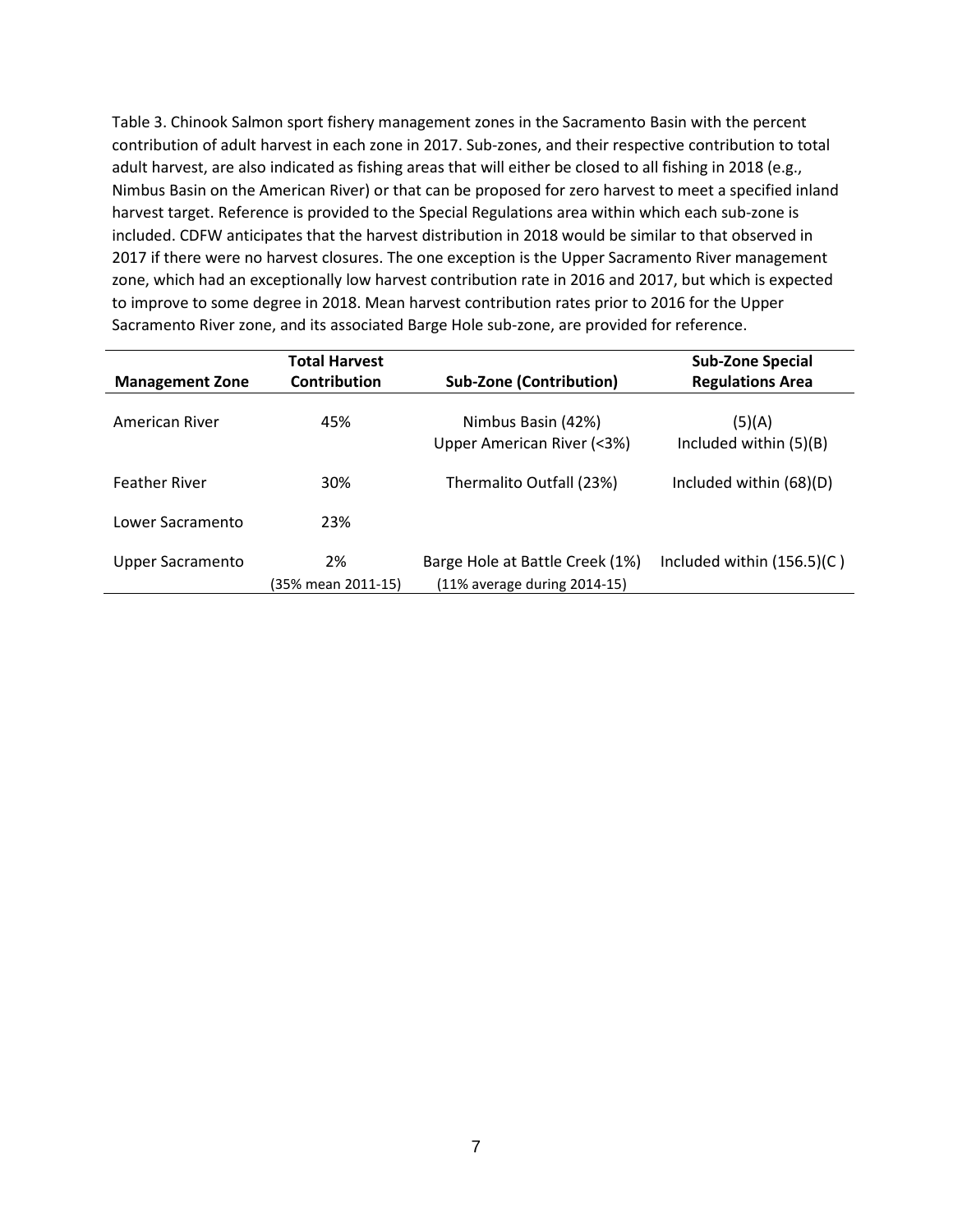Table 3. Chinook Salmon sport fishery management zones in the Sacramento Basin with the percent contribution of adult harvest in each zone in 2017. Sub-zones, and their respective contribution to total adult harvest, are also indicated as fishing areas that will either be closed to all fishing in 2018 (e.g., Nimbus Basin on the American River) or that can be proposed for zero harvest to meet a specified inland harvest target. Reference is provided to the Special Regulations area within which each sub-zone is included. CDFW anticipates that the harvest distribution in 2018 would be similar to that observed in 2017 if there were no harvest closures. The one exception is the Upper Sacramento River management zone, which had an exceptionally low harvest contribution rate in 2016 and 2017, but which is expected to improve to some degree in 2018. Mean harvest contribution rates prior to 2016 for the Upper Sacramento River zone, and its associated Barge Hole sub-zone, are provided for reference.

| Management Zone | Total Harvest Contribution | Sub-Zone (Contribution) | Sub-Zone Special Regulations Area |
|---|---|---|---|
| American River | 45% | Nimbus Basin (42%) | (5)(A) |
| | | Upper American River (<3%) | Included within (5)(B) |
| Feather River | 30% | Thermalito Outfall (23%) | Included within (68)(D) |
| Lower Sacramento | 23% | | |
| Upper Sacramento | 2% (35% mean 2011-15) | Barge Hole at Battle Creek (1%) (11% average during 2014-15) | Included within (156.5)(C ) |